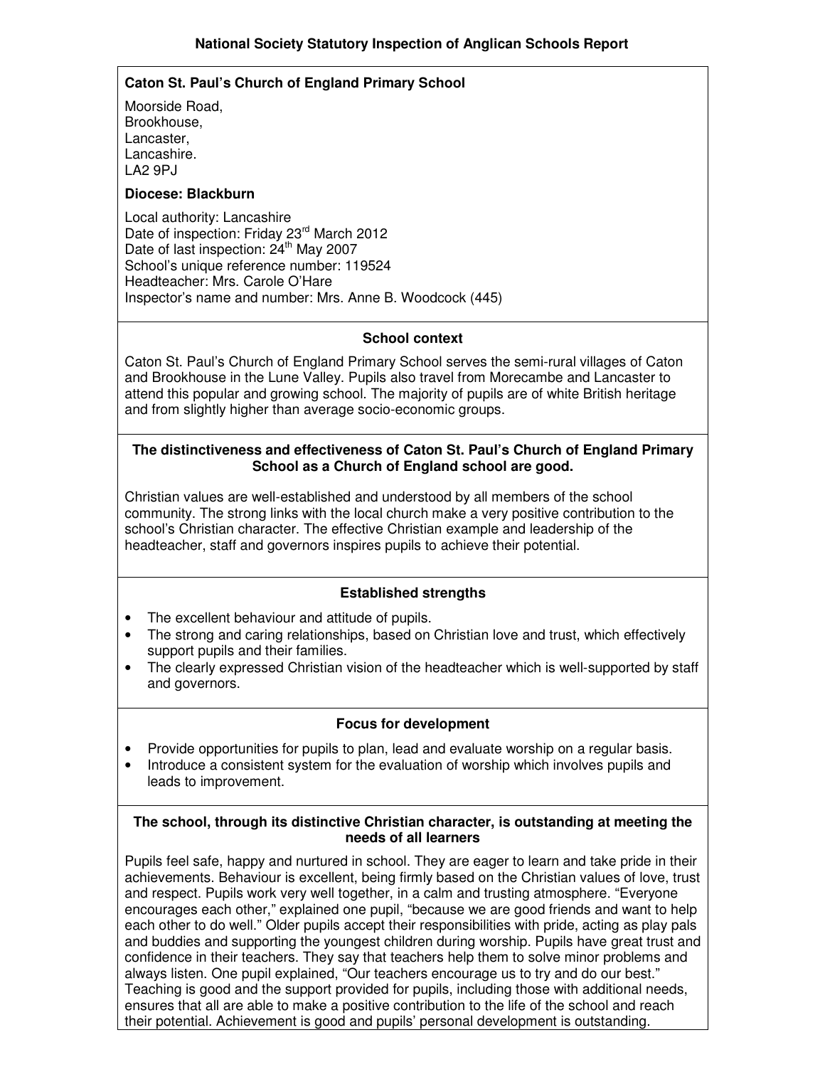# National Society Statutory Inspection of Anglican Schools Report

**Caton St. Paul's Church of England Primary School**

Moorside Road,
Brookhouse,
Lancaster,
Lancashire.
LA2 9PJ

**Diocese: Blackburn**

Local authority: Lancashire
Date of inspection: Friday 23rd March 2012
Date of last inspection: 24th May 2007
School's unique reference number: 119524
Headteacher: Mrs. Carole O'Hare
Inspector's name and number: Mrs. Anne B. Woodcock (445)

## School context

Caton St. Paul's Church of England Primary School serves the semi-rural villages of Caton and Brookhouse in the Lune Valley. Pupils also travel from Morecambe and Lancaster to attend this popular and growing school. The majority of pupils are of white British heritage and from slightly higher than average socio-economic groups.

## The distinctiveness and effectiveness of Caton St. Paul's Church of England Primary School as a Church of England school are good.

Christian values are well-established and understood by all members of the school community. The strong links with the local church make a very positive contribution to the school's Christian character. The effective Christian example and leadership of the headteacher, staff and governors inspires pupils to achieve their potential.

## Established strengths

- The excellent behaviour and attitude of pupils.
- The strong and caring relationships, based on Christian love and trust, which effectively support pupils and their families.
- The clearly expressed Christian vision of the headteacher which is well-supported by staff and governors.

## Focus for development

- Provide opportunities for pupils to plan, lead and evaluate worship on a regular basis.
- Introduce a consistent system for the evaluation of worship which involves pupils and leads to improvement.

## The school, through its distinctive Christian character, is outstanding at meeting the needs of all learners

Pupils feel safe, happy and nurtured in school. They are eager to learn and take pride in their achievements. Behaviour is excellent, being firmly based on the Christian values of love, trust and respect. Pupils work very well together, in a calm and trusting atmosphere. "Everyone encourages each other," explained one pupil, "because we are good friends and want to help each other to do well." Older pupils accept their responsibilities with pride, acting as play pals and buddies and supporting the youngest children during worship. Pupils have great trust and confidence in their teachers. They say that teachers help them to solve minor problems and always listen. One pupil explained, "Our teachers encourage us to try and do our best." Teaching is good and the support provided for pupils, including those with additional needs, ensures that all are able to make a positive contribution to the life of the school and reach their potential. Achievement is good and pupils' personal development is outstanding.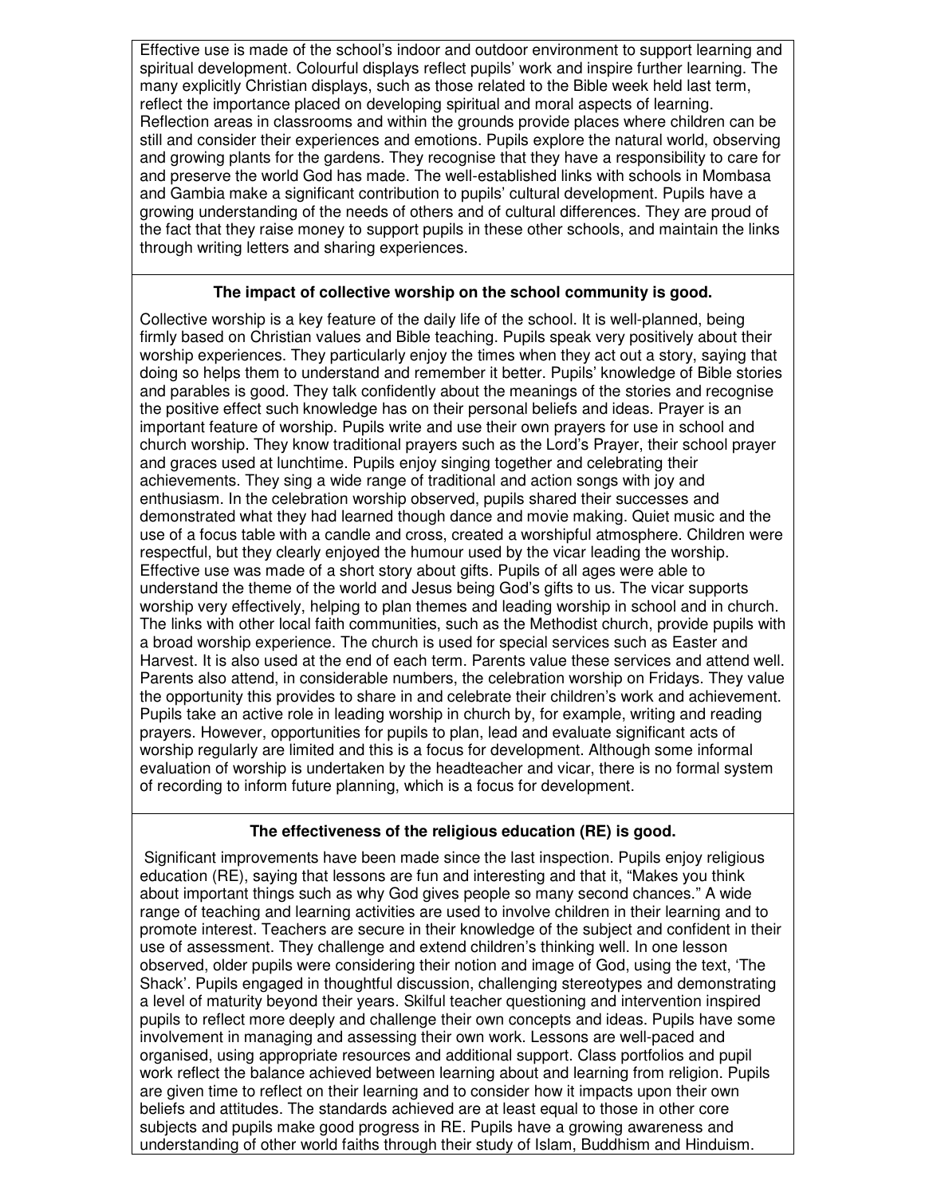Effective use is made of the school's indoor and outdoor environment to support learning and spiritual development. Colourful displays reflect pupils' work and inspire further learning. The many explicitly Christian displays, such as those related to the Bible week held last term, reflect the importance placed on developing spiritual and moral aspects of learning. Reflection areas in classrooms and within the grounds provide places where children can be still and consider their experiences and emotions. Pupils explore the natural world, observing and growing plants for the gardens. They recognise that they have a responsibility to care for and preserve the world God has made. The well-established links with schools in Mombasa and Gambia make a significant contribution to pupils' cultural development. Pupils have a growing understanding of the needs of others and of cultural differences. They are proud of the fact that they raise money to support pupils in these other schools, and maintain the links through writing letters and sharing experiences.

**The impact of collective worship on the school community is good.**

Collective worship is a key feature of the daily life of the school. It is well-planned, being firmly based on Christian values and Bible teaching. Pupils speak very positively about their worship experiences. They particularly enjoy the times when they act out a story, saying that doing so helps them to understand and remember it better. Pupils' knowledge of Bible stories and parables is good. They talk confidently about the meanings of the stories and recognise the positive effect such knowledge has on their personal beliefs and ideas. Prayer is an important feature of worship. Pupils write and use their own prayers for use in school and church worship. They know traditional prayers such as the Lord's Prayer, their school prayer and graces used at lunchtime. Pupils enjoy singing together and celebrating their achievements. They sing a wide range of traditional and action songs with joy and enthusiasm. In the celebration worship observed, pupils shared their successes and demonstrated what they had learned though dance and movie making. Quiet music and the use of a focus table with a candle and cross, created a worshipful atmosphere. Children were respectful, but they clearly enjoyed the humour used by the vicar leading the worship. Effective use was made of a short story about gifts. Pupils of all ages were able to understand the theme of the world and Jesus being God's gifts to us. The vicar supports worship very effectively, helping to plan themes and leading worship in school and in church. The links with other local faith communities, such as the Methodist church, provide pupils with a broad worship experience. The church is used for special services such as Easter and Harvest. It is also used at the end of each term. Parents value these services and attend well. Parents also attend, in considerable numbers, the celebration worship on Fridays. They value the opportunity this provides to share in and celebrate their children's work and achievement. Pupils take an active role in leading worship in church by, for example, writing and reading prayers. However, opportunities for pupils to plan, lead and evaluate significant acts of worship regularly are limited and this is a focus for development. Although some informal evaluation of worship is undertaken by the headteacher and vicar, there is no formal system of recording to inform future planning, which is a focus for development.

**The effectiveness of the religious education (RE) is good.**

Significant improvements have been made since the last inspection. Pupils enjoy religious education (RE), saying that lessons are fun and interesting and that it, "Makes you think about important things such as why God gives people so many second chances." A wide range of teaching and learning activities are used to involve children in their learning and to promote interest. Teachers are secure in their knowledge of the subject and confident in their use of assessment. They challenge and extend children's thinking well. In one lesson observed, older pupils were considering their notion and image of God, using the text, 'The Shack'. Pupils engaged in thoughtful discussion, challenging stereotypes and demonstrating a level of maturity beyond their years. Skilful teacher questioning and intervention inspired pupils to reflect more deeply and challenge their own concepts and ideas. Pupils have some involvement in managing and assessing their own work. Lessons are well-paced and organised, using appropriate resources and additional support. Class portfolios and pupil work reflect the balance achieved between learning about and learning from religion. Pupils are given time to reflect on their learning and to consider how it impacts upon their own beliefs and attitudes. The standards achieved are at least equal to those in other core subjects and pupils make good progress in RE. Pupils have a growing awareness and understanding of other world faiths through their study of Islam, Buddhism and Hinduism.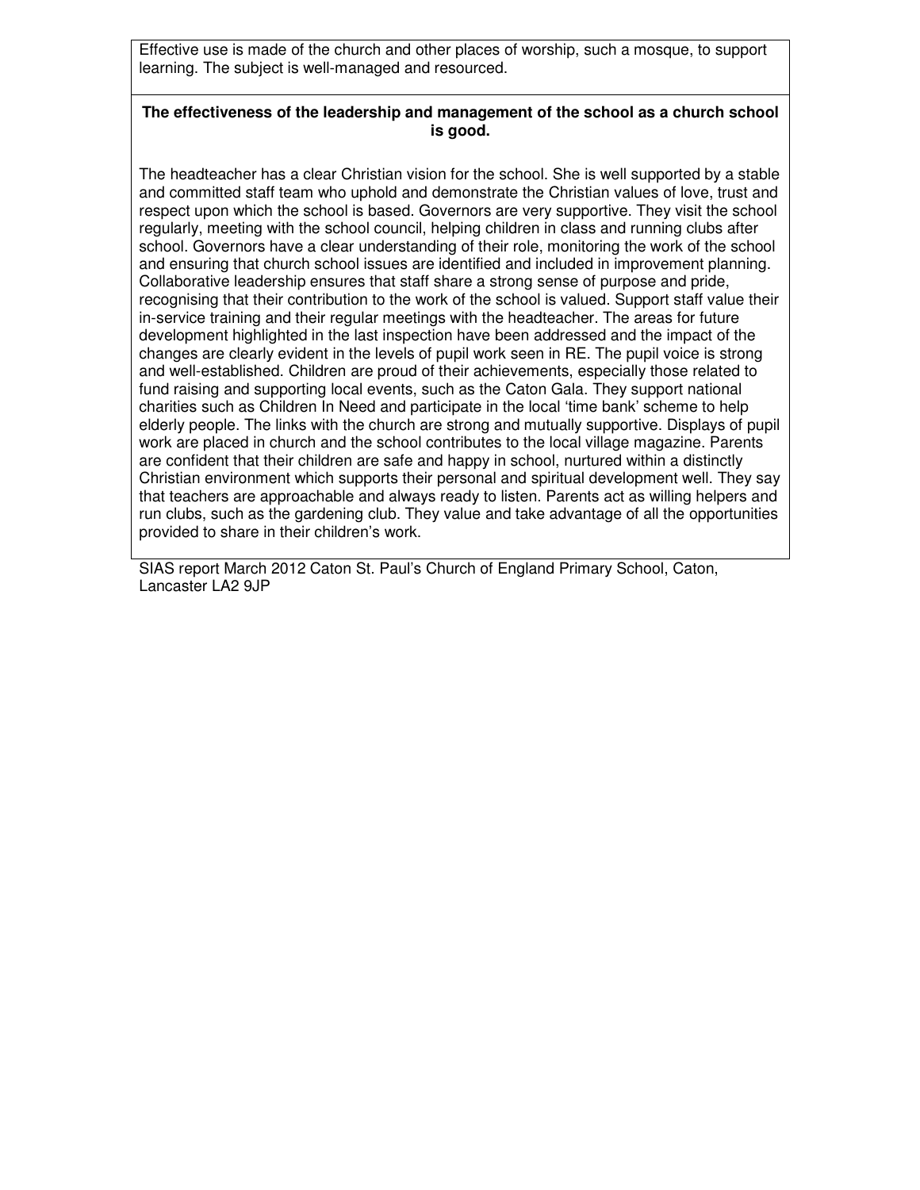Effective use is made of the church and other places of worship, such a mosque, to support learning. The subject is well-managed and resourced.

**The effectiveness of the leadership and management of the school as a church school is good.**

The headteacher has a clear Christian vision for the school. She is well supported by a stable and committed staff team who uphold and demonstrate the Christian values of love, trust and respect upon which the school is based. Governors are very supportive. They visit the school regularly, meeting with the school council, helping children in class and running clubs after school. Governors have a clear understanding of their role, monitoring the work of the school and ensuring that church school issues are identified and included in improvement planning. Collaborative leadership ensures that staff share a strong sense of purpose and pride, recognising that their contribution to the work of the school is valued. Support staff value their in-service training and their regular meetings with the headteacher. The areas for future development highlighted in the last inspection have been addressed and the impact of the changes are clearly evident in the levels of pupil work seen in RE. The pupil voice is strong and well-established. Children are proud of their achievements, especially those related to fund raising and supporting local events, such as the Caton Gala. They support national charities such as Children In Need and participate in the local 'time bank' scheme to help elderly people. The links with the church are strong and mutually supportive. Displays of pupil work are placed in church and the school contributes to the local village magazine. Parents are confident that their children are safe and happy in school, nurtured within a distinctly Christian environment which supports their personal and spiritual development well. They say that teachers are approachable and always ready to listen. Parents act as willing helpers and run clubs, such as the gardening club. They value and take advantage of all the opportunities provided to share in their children's work.

SIAS report March 2012 Caton St. Paul's Church of England Primary School, Caton, Lancaster LA2 9JP